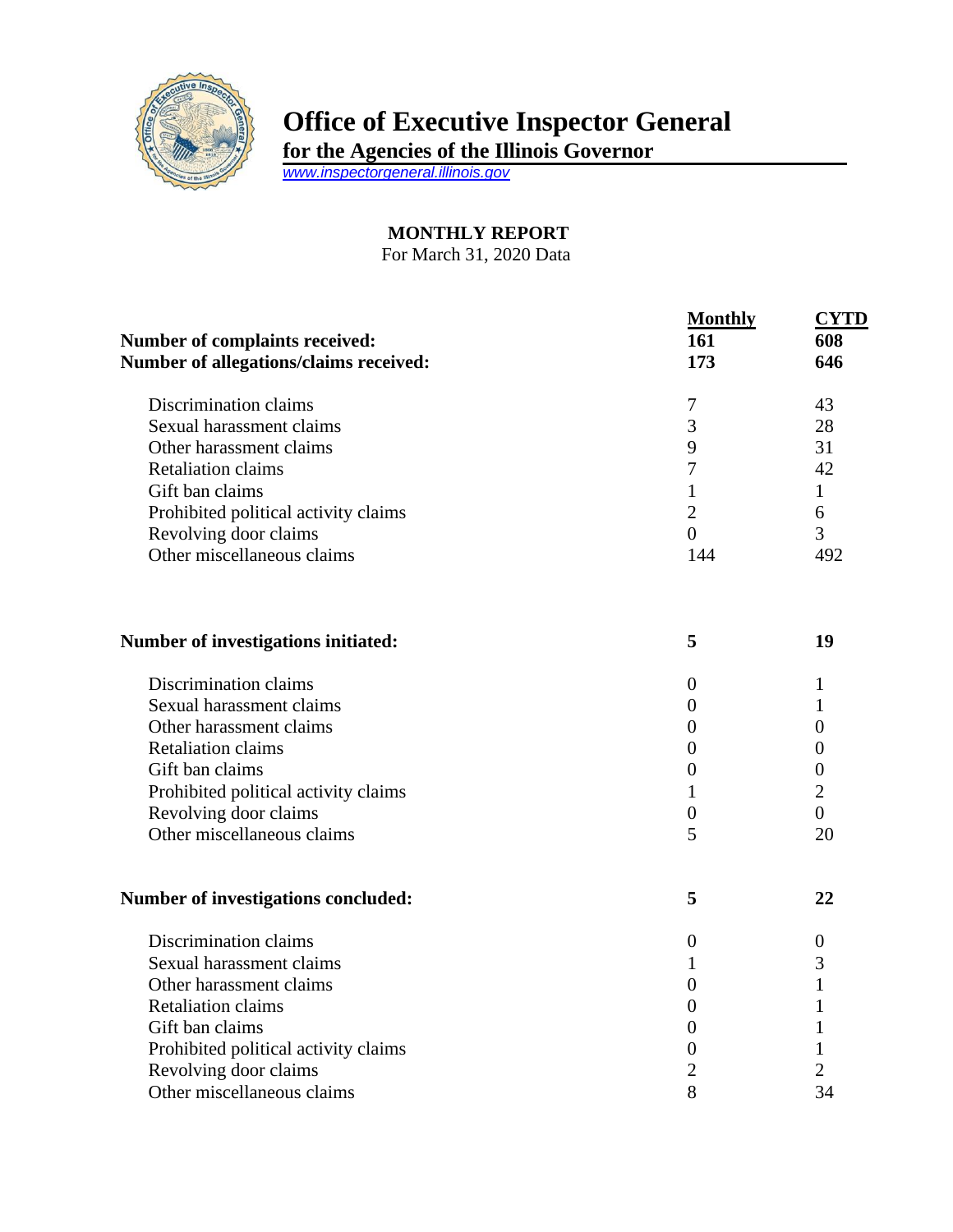# Office of Executive Inspector General

**for the Agencies of the Illinois Governor**

www.inspectorgeneral.illinois.gov

## MONTHLY REPORT

For March 31, 2020 Data

| | Monthly | CYTD |
|---|---|---|
| **Number of complaints received:** | **161** | **608** |
| **Number of allegations/claims received:** | **173** | **646** |
| Discrimination claims | 7 | 43 |
| Sexual harassment claims | 3 | 28 |
| Other harassment claims | 9 | 31 |
| Retaliation claims | 7 | 42 |
| Gift ban claims | 1 | 1 |
| Prohibited political activity claims | 2 | 6 |
| Revolving door claims | 0 | 3 |
| Other miscellaneous claims | 144 | 492 |
| **Number of investigations initiated:** | **5** | **19** |
| Discrimination claims | 0 | 1 |
| Sexual harassment claims | 0 | 1 |
| Other harassment claims | 0 | 0 |
| Retaliation claims | 0 | 0 |
| Gift ban claims | 0 | 0 |
| Prohibited political activity claims | 1 | 2 |
| Revolving door claims | 0 | 0 |
| Other miscellaneous claims | 5 | 20 |
| **Number of investigations concluded:** | **5** | **22** |
| Discrimination claims | 0 | 0 |
| Sexual harassment claims | 1 | 3 |
| Other harassment claims | 0 | 1 |
| Retaliation claims | 0 | 1 |
| Gift ban claims | 0 | 1 |
| Prohibited political activity claims | 0 | 1 |
| Revolving door claims | 2 | 2 |
| Other miscellaneous claims | 8 | 34 |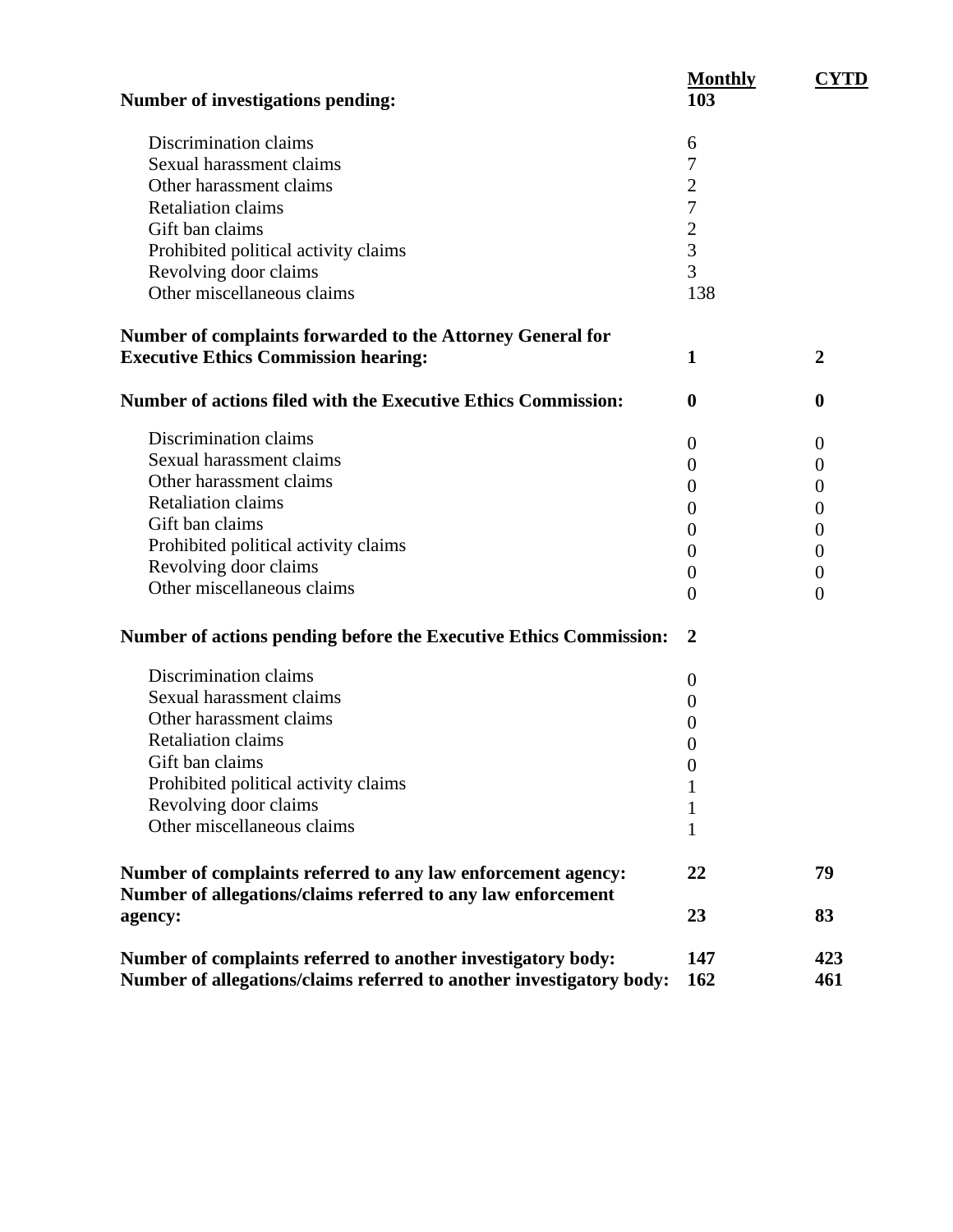| | Monthly | CYTD |
|---|---|---|
| **Number of investigations pending:** | **103** | |
| Discrimination claims | 6 | |
| Sexual harassment claims | 7 | |
| Other harassment claims | 2 | |
| Retaliation claims | 7 | |
| Gift ban claims | 2 | |
| Prohibited political activity claims | 3 | |
| Revolving door claims | 3 | |
| Other miscellaneous claims | 138 | |
| **Number of complaints forwarded to the Attorney General for Executive Ethics Commission hearing:** | **1** | **2** |
| **Number of actions filed with the Executive Ethics Commission:** | **0** | **0** |
| Discrimination claims | 0 | 0 |
| Sexual harassment claims | 0 | 0 |
| Other harassment claims | 0 | 0 |
| Retaliation claims | 0 | 0 |
| Gift ban claims | 0 | 0 |
| Prohibited political activity claims | 0 | 0 |
| Revolving door claims | 0 | 0 |
| Other miscellaneous claims | 0 | 0 |
| **Number of actions pending before the Executive Ethics Commission:** | **2** | |
| Discrimination claims | 0 | |
| Sexual harassment claims | 0 | |
| Other harassment claims | 0 | |
| Retaliation claims | 0 | |
| Gift ban claims | 0 | |
| Prohibited political activity claims | 1 | |
| Revolving door claims | 1 | |
| Other miscellaneous claims | 1 | |
| **Number of complaints referred to any law enforcement agency:** | **22** | **79** |
| **Number of allegations/claims referred to any law enforcement agency:** | **23** | **83** |
| **Number of complaints referred to another investigatory body:** | **147** | **423** |
| **Number of allegations/claims referred to another investigatory body:** | **162** | **461** |